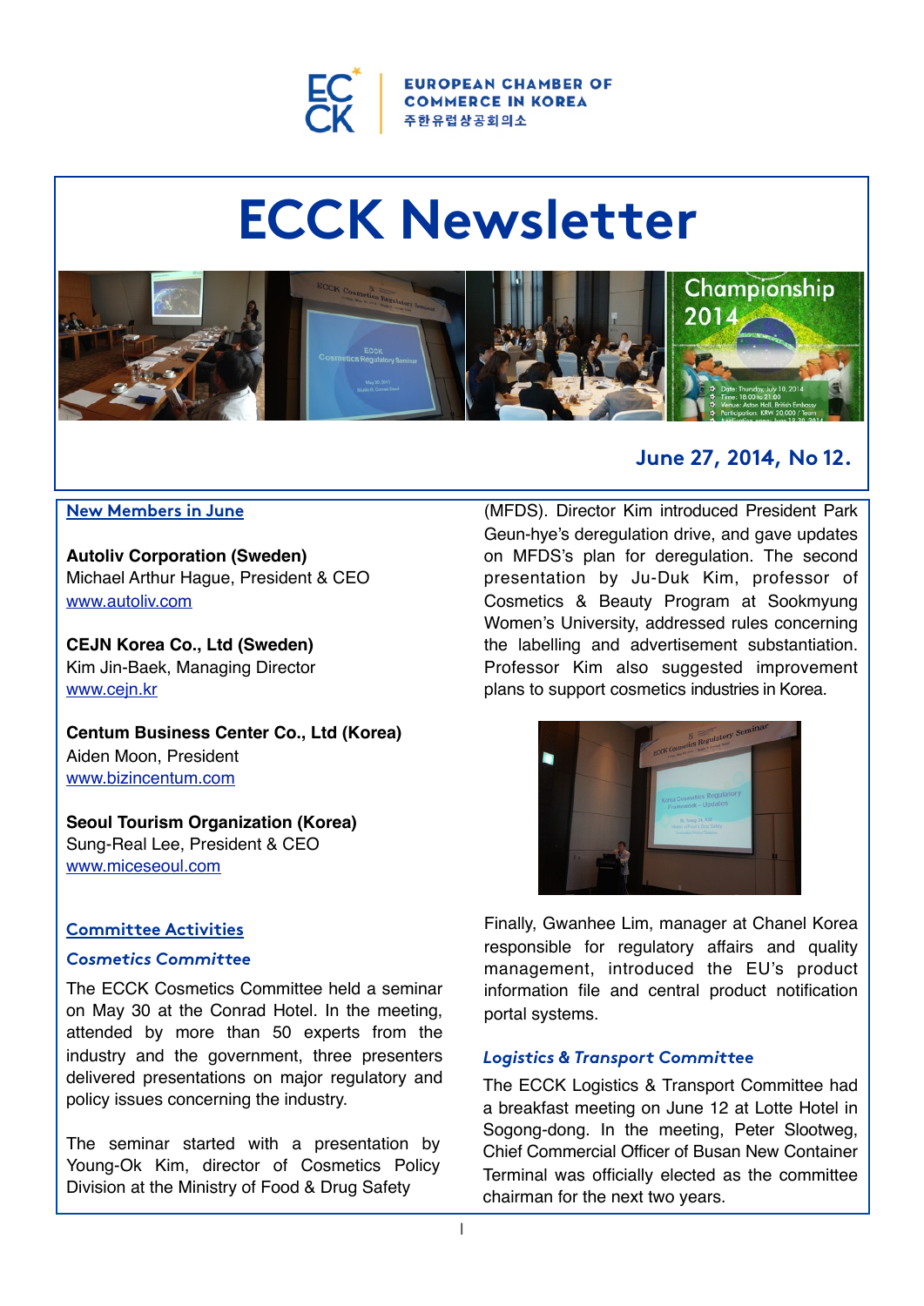EUROPEAN CHAMBER OF COMMERCE IN KOREA
주한유럽상공회의소

# ECCK Newsletter

**June 27, 2014, No 12.**

## New Members in June

**Autoliv Corporation (Sweden)**
Michael Arthur Hague, President & CEO
www.autoliv.com

**CEJN Korea Co., Ltd (Sweden)**
Kim Jin-Baek, Managing Director
www.cejn.kr

**Centum Business Center Co., Ltd (Korea)**
Aiden Moon, President
www.bizincentum.com

**Seoul Tourism Organization (Korea)**
Sung-Real Lee, President & CEO
www.miceseoul.com

## Committee Activities

### *Cosmetics Committee*

The ECCK Cosmetics Committee held a seminar on May 30 at the Conrad Hotel. In the meeting, attended by more than 50 experts from the industry and the government, three presenters delivered presentations on major regulatory and policy issues concerning the industry.

The seminar started with a presentation by Young-Ok Kim, director of Cosmetics Policy Division at the Ministry of Food & Drug Safety (MFDS). Director Kim introduced President Park Geun-hye's deregulation drive, and gave updates on MFDS's plan for deregulation. The second presentation by Ju-Duk Kim, professor of Cosmetics & Beauty Program at Sookmyung Women's University, addressed rules concerning the labelling and advertisement substantiation. Professor Kim also suggested improvement plans to support cosmetics industries in Korea.

Finally, Gwanhee Lim, manager at Chanel Korea responsible for regulatory affairs and quality management, introduced the EU's product information file and central product notification portal systems.

### *Logistics & Transport Committee*

The ECCK Logistics & Transport Committee had a breakfast meeting on June 12 at Lotte Hotel in Sogong-dong. In the meeting, Peter Slootweg, Chief Commercial Officer of Busan New Container Terminal was officially elected as the committee chairman for the next two years.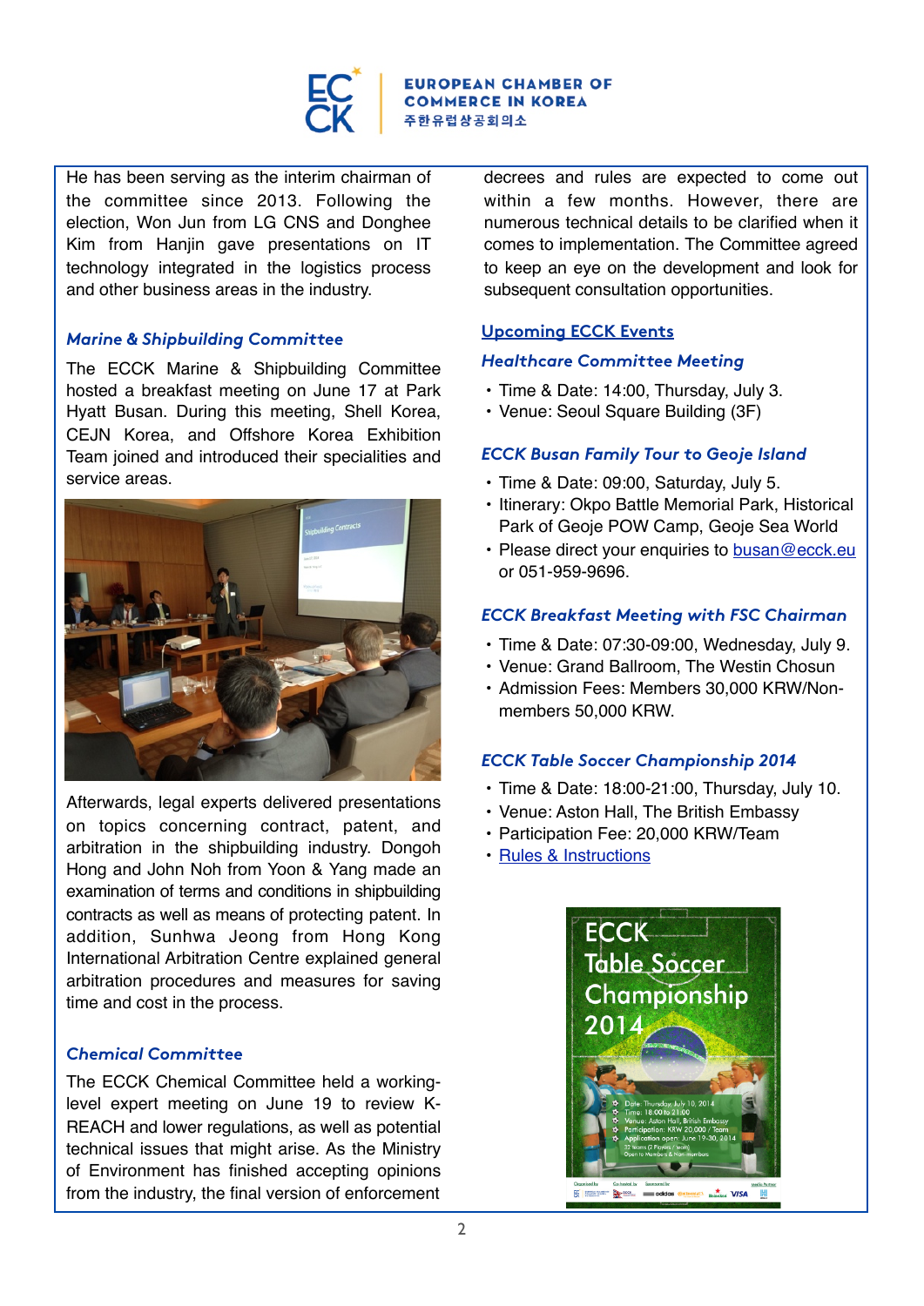He has been serving as the interim chairman of the committee since 2013. Following the election, Won Jun from LG CNS and Donghee Kim from Hanjin gave presentations on IT technology integrated in the logistics process and other business areas in the industry.

### *Marine & Shipbuilding Committee*

The ECCK Marine & Shipbuilding Committee hosted a breakfast meeting on June 17 at Park Hyatt Busan. During this meeting, Shell Korea, CEJN Korea, and Offshore Korea Exhibition Team joined and introduced their specialities and service areas.

Afterwards, legal experts delivered presentations on topics concerning contract, patent, and arbitration in the shipbuilding industry. Dongoh Hong and John Noh from Yoon & Yang made an examination of terms and conditions in shipbuilding contracts as well as means of protecting patent. In addition, Sunhwa Jeong from Hong Kong International Arbitration Centre explained general arbitration procedures and measures for saving time and cost in the process.

### *Chemical Committee*

The ECCK Chemical Committee held a working-level expert meeting on June 19 to review K-REACH and lower regulations, as well as potential technical issues that might arise. As the Ministry of Environment has finished accepting opinions from the industry, the final version of enforcement decrees and rules are expected to come out within a few months. However, there are numerous technical details to be clarified when it comes to implementation. The Committee agreed to keep an eye on the development and look for subsequent consultation opportunities.

## Upcoming ECCK Events

### *Healthcare Committee Meeting*

- Time & Date: 14:00, Thursday, July 3.
- Venue: Seoul Square Building (3F)

### *ECCK Busan Family Tour to Geoje Island*

- Time & Date: 09:00, Saturday, July 5.
- Itinerary: Okpo Battle Memorial Park, Historical Park of Geoje POW Camp, Geoje Sea World
- Please direct your enquiries to busan@ecck.eu or 051-959-9696.

### *ECCK Breakfast Meeting with FSC Chairman*

- Time & Date: 07:30-09:00, Wednesday, July 9.
- Venue: Grand Ballroom, The Westin Chosun
- Admission Fees: Members 30,000 KRW/Non-members 50,000 KRW.

### *ECCK Table Soccer Championship 2014*

- Time & Date: 18:00-21:00, Thursday, July 10.
- Venue: Aston Hall, The British Embassy
- Participation Fee: 20,000 KRW/Team
- Rules & Instructions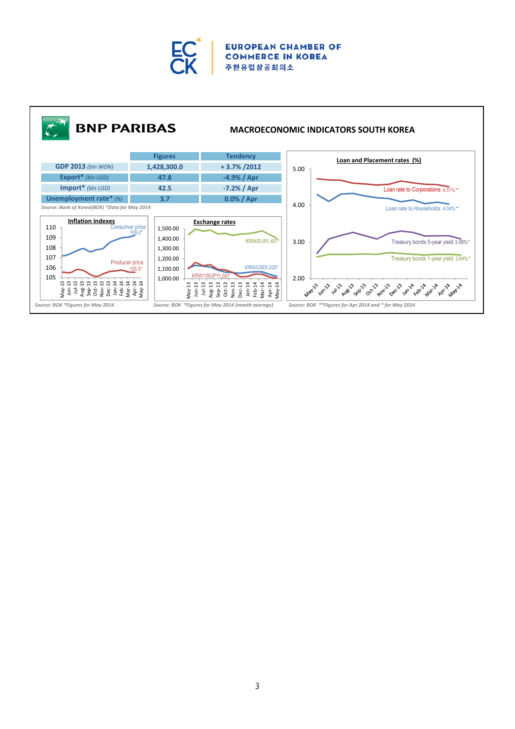EUROPEAN CHAMBER OF COMMERCE IN KOREA

주한유럽상공회의소

## BNP PARIBAS

## MACROECONOMIC INDICATORS SOUTH KOREA

| | Figures | Tendency |
|---|---|---|
| GDP 2013 *(bln WON)* | 1,428,300.0 | + 3.7% /2012 |
| Export* *(bln USD)* | 47.8 | -4.9% / Apr |
| Import* *(bln USD)* | 42.5 | -7.2% / Apr |
| Unemployment rate* *(%)* | 3.7 | 0.0% / Apr |

*Source: Bank of Korea(BOK) *Data for May 2014*

**Inflation indexes**

110
109
108
107
106
105

Consumer price 109.2*

Producer price 105.5*

May-13 Jun-13 Jul-13 Aug-13 Sep-13 Oct-13 Nov-13 Dec-13 Jan-14 Feb-14 Mar-14 Apr-14 May-14

*Source: BOK *Figures for May 2014*

**Exchange rates**

1,500.00
1,400.00
1,300.00
1,200.00
1,100.00
1,000.00

KRW/EUR1,407*

KRW/USD1,025*

KRW/100JPY1,007

May-13 Jun-13 Jul-13 Aug-13 Sep-13 Oct-13 Nov-13 Dec-13 Jan-14 Feb-14 Mar-14 Apr-14 May-14

*Source: BOK *Figures for May 2014 (month average)*

**Loan and Placement rates (%)**

5.00
4.00
3.00
2.00

Loan rate to Corporations 4.51%**

Loan rate to Households 4.04%**

Treasury bonds 5-year yield 3.08%*

Treasury bonds 1-year yield 2.64%*

May-13 Jun-13 Jul-13 Aug-13 Sep-13 Oct-13 Nov-13 Dec-13 Jan-14 Feb-14 Mar-14 Apr-14 May-14

*Source: BOK **Figures for Apr 2014 and * for May 2014*